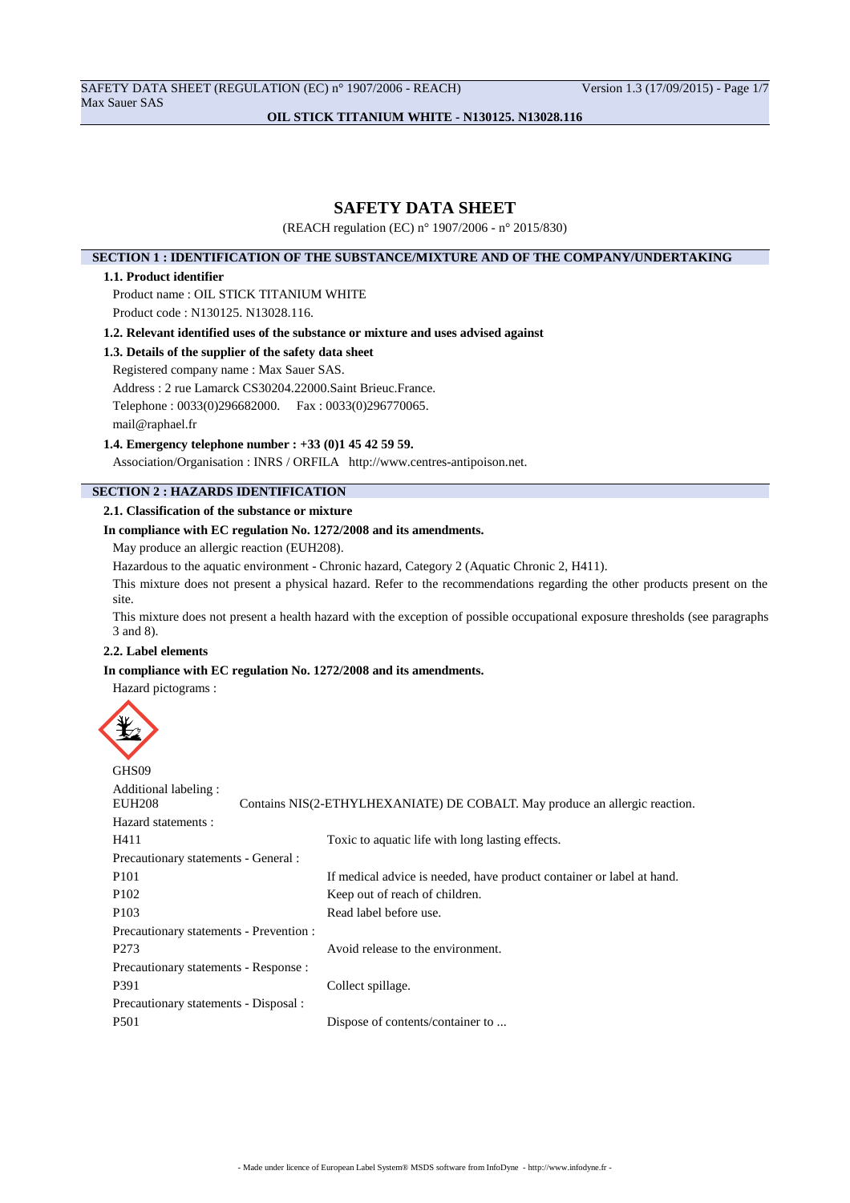# SAFETY DATA SHEET

(REACH regulation (EC) n° 1907/2006 - n° 2015/830)

## SECTION 1 : IDENTIFICATION OF THE SUBSTANCE/MIXTURE AND OF THE COMPANY/UNDERTAKING

### 1.1. Product identifier

Product name : OIL STICK TITANIUM WHITE

Product code : N130125. N13028.116.

### 1.2. Relevant identified uses of the substance or mixture and uses advised against

### 1.3. Details of the supplier of the safety data sheet

Registered company name : Max Sauer SAS.

Address : 2 rue Lamarck CS30204.22000.Saint Brieuc.France.

Telephone : 0033(0)296682000. Fax : 0033(0)296770065.

mail@raphael.fr

### 1.4. Emergency telephone number : +33 (0)1 45 42 59 59.

Association/Organisation : INRS / ORFILA http://www.centres-antipoison.net.

## SECTION 2 : HAZARDS IDENTIFICATION

### 2.1. Classification of the substance or mixture

**In compliance with EC regulation No. 1272/2008 and its amendments.**

May produce an allergic reaction (EUH208).

Hazardous to the aquatic environment - Chronic hazard, Category 2 (Aquatic Chronic 2, H411).

This mixture does not present a physical hazard. Refer to the recommendations regarding the other products present on the site.

This mixture does not present a health hazard with the exception of possible occupational exposure thresholds (see paragraphs 3 and 8).

### 2.2. Label elements

**In compliance with EC regulation No. 1272/2008 and its amendments.**

Hazard pictograms :

GHS09

Additional labeling :

EUH208 Contains NIS(2-ETHYLHEXANIATE) DE COBALT. May produce an allergic reaction.

Hazard statements :

| | |
|---|---|
| H411 | Toxic to aquatic life with long lasting effects. |

Precautionary statements - General :

| | |
|---|---|
| P101 | If medical advice is needed, have product container or label at hand. |
| P102 | Keep out of reach of children. |
| P103 | Read label before use. |

Precautionary statements - Prevention :

| | |
|---|---|
| P273 | Avoid release to the environment. |

Precautionary statements - Response :

| | |
|---|---|
| P391 | Collect spillage. |

Precautionary statements - Disposal :

| | |
|---|---|
| P501 | Dispose of contents/container to ... |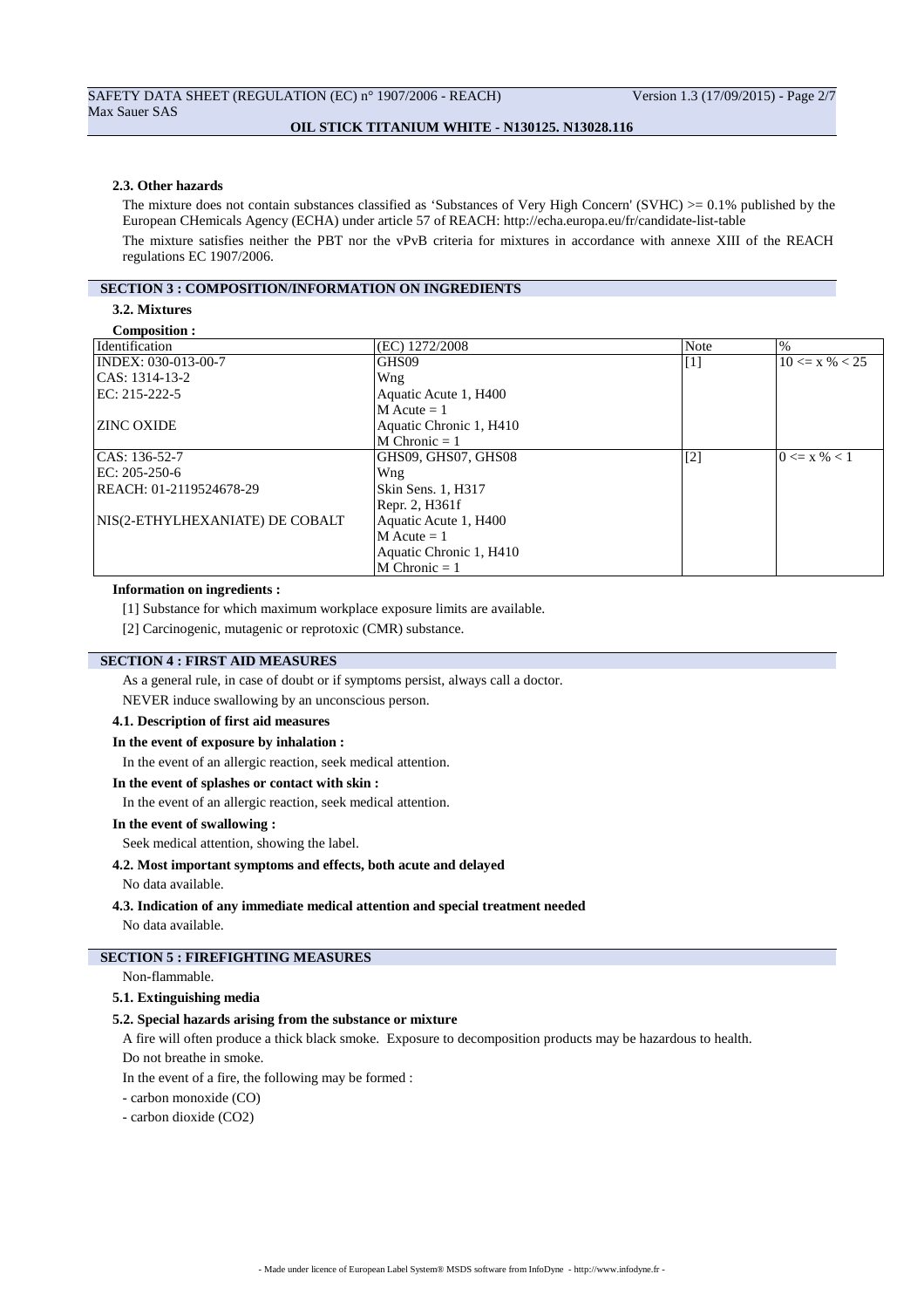#### 2.3. Other hazards

The mixture does not contain substances classified as 'Substances of Very High Concern' (SVHC) >= 0.1% published by the European CHemicals Agency (ECHA) under article 57 of REACH: http://echa.europa.eu/fr/candidate-list-table

The mixture satisfies neither the PBT nor the vPvB criteria for mixtures in accordance with annexe XIII of the REACH regulations EC 1907/2006.

## SECTION 3 : COMPOSITION/INFORMATION ON INGREDIENTS

### 3.2. Mixtures

**Composition :**

| Identification | (EC) 1272/2008 | Note | % |
|---|---|---|---|
| INDEX: 030-013-00-7<br>CAS: 1314-13-2<br>EC: 215-222-5<br><br>ZINC OXIDE | GHS09<br>Wng<br>Aquatic Acute 1, H400<br>M Acute = 1<br>Aquatic Chronic 1, H410<br>M Chronic = 1 | [1] | 10 <= x % < 25 |
| CAS: 136-52-7<br>EC: 205-250-6<br>REACH: 01-2119524678-29<br><br>NIS(2-ETHYLHEXANIATE) DE COBALT | GHS09, GHS07, GHS08<br>Wng<br>Skin Sens. 1, H317<br>Repr. 2, H361f<br>Aquatic Acute 1, H400<br>M Acute = 1<br>Aquatic Chronic 1, H410<br>M Chronic = 1 | [2] | 0 <= x % < 1 |

**Information on ingredients :**

[1] Substance for which maximum workplace exposure limits are available.

[2] Carcinogenic, mutagenic or reprotoxic (CMR) substance.

## SECTION 4 : FIRST AID MEASURES

As a general rule, in case of doubt or if symptoms persist, always call a doctor.

NEVER induce swallowing by an unconscious person.

### 4.1. Description of first aid measures

**In the event of exposure by inhalation :**

In the event of an allergic reaction, seek medical attention.

**In the event of splashes or contact with skin :**

In the event of an allergic reaction, seek medical attention.

**In the event of swallowing :**

Seek medical attention, showing the label.

### 4.2. Most important symptoms and effects, both acute and delayed

No data available.

### 4.3. Indication of any immediate medical attention and special treatment needed

No data available.

## SECTION 5 : FIREFIGHTING MEASURES

Non-flammable.

### 5.1. Extinguishing media

### 5.2. Special hazards arising from the substance or mixture

A fire will often produce a thick black smoke. Exposure to decomposition products may be hazardous to health.

Do not breathe in smoke.

In the event of a fire, the following may be formed :

- carbon monoxide (CO)
- carbon dioxide ($CO_2$)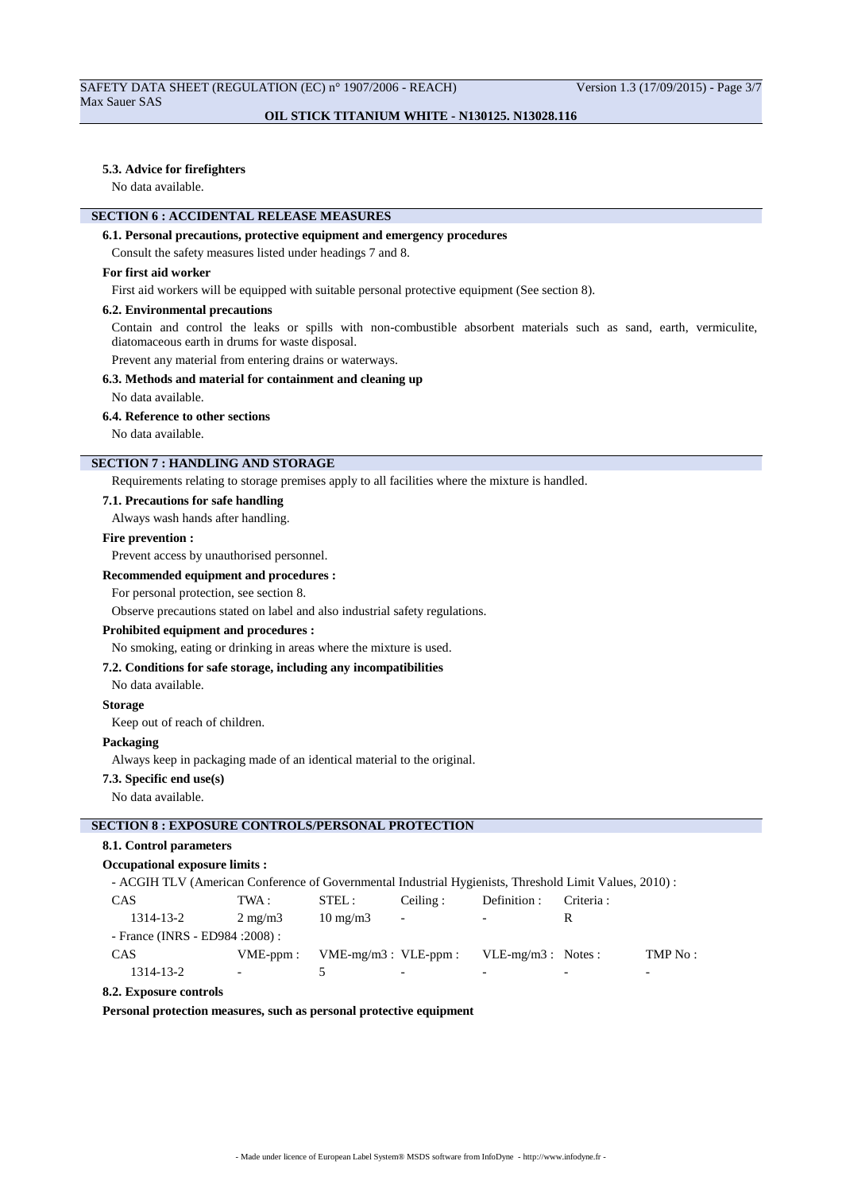#### 5.3. Advice for firefighters

No data available.

## SECTION 6 : ACCIDENTAL RELEASE MEASURES

#### 6.1. Personal precautions, protective equipment and emergency procedures

Consult the safety measures listed under headings 7 and 8.

**For first aid worker**

First aid workers will be equipped with suitable personal protective equipment (See section 8).

#### 6.2. Environmental precautions

Contain and control the leaks or spills with non-combustible absorbent materials such as sand, earth, vermiculite, diatomaceous earth in drums for waste disposal.

Prevent any material from entering drains or waterways.

#### 6.3. Methods and material for containment and cleaning up

No data available.

#### 6.4. Reference to other sections

No data available.

## SECTION 7 : HANDLING AND STORAGE

Requirements relating to storage premises apply to all facilities where the mixture is handled.

#### 7.1. Precautions for safe handling

Always wash hands after handling.

**Fire prevention :**

Prevent access by unauthorised personnel.

**Recommended equipment and procedures :**

For personal protection, see section 8.

Observe precautions stated on label and also industrial safety regulations.

**Prohibited equipment and procedures :**

No smoking, eating or drinking in areas where the mixture is used.

#### 7.2. Conditions for safe storage, including any incompatibilities

No data available.

**Storage**

Keep out of reach of children.

**Packaging**

Always keep in packaging made of an identical material to the original.

#### 7.3. Specific end use(s)

No data available.

## SECTION 8 : EXPOSURE CONTROLS/PERSONAL PROTECTION

#### 8.1. Control parameters

**Occupational exposure limits :**

- ACGIH TLV (American Conference of Governmental Industrial Hygienists, Threshold Limit Values, 2010) :

| CAS | TWA : | STEL : | Ceiling : | Definition : | Criteria : |
|---|---|---|---|---|---|
| 1314-13-2 | 2 mg/m3 | 10 mg/m3 | - | - | R |

- France (INRS - ED984 :2008) :

| CAS | VME-ppm : | VME-mg/m3 : | VLE-ppm : | VLE-mg/m3 : | Notes : | TMP No : |
|---|---|---|---|---|---|---|
| 1314-13-2 | - | 5 | - | - | - | - |

#### 8.2. Exposure controls

**Personal protection measures, such as personal protective equipment**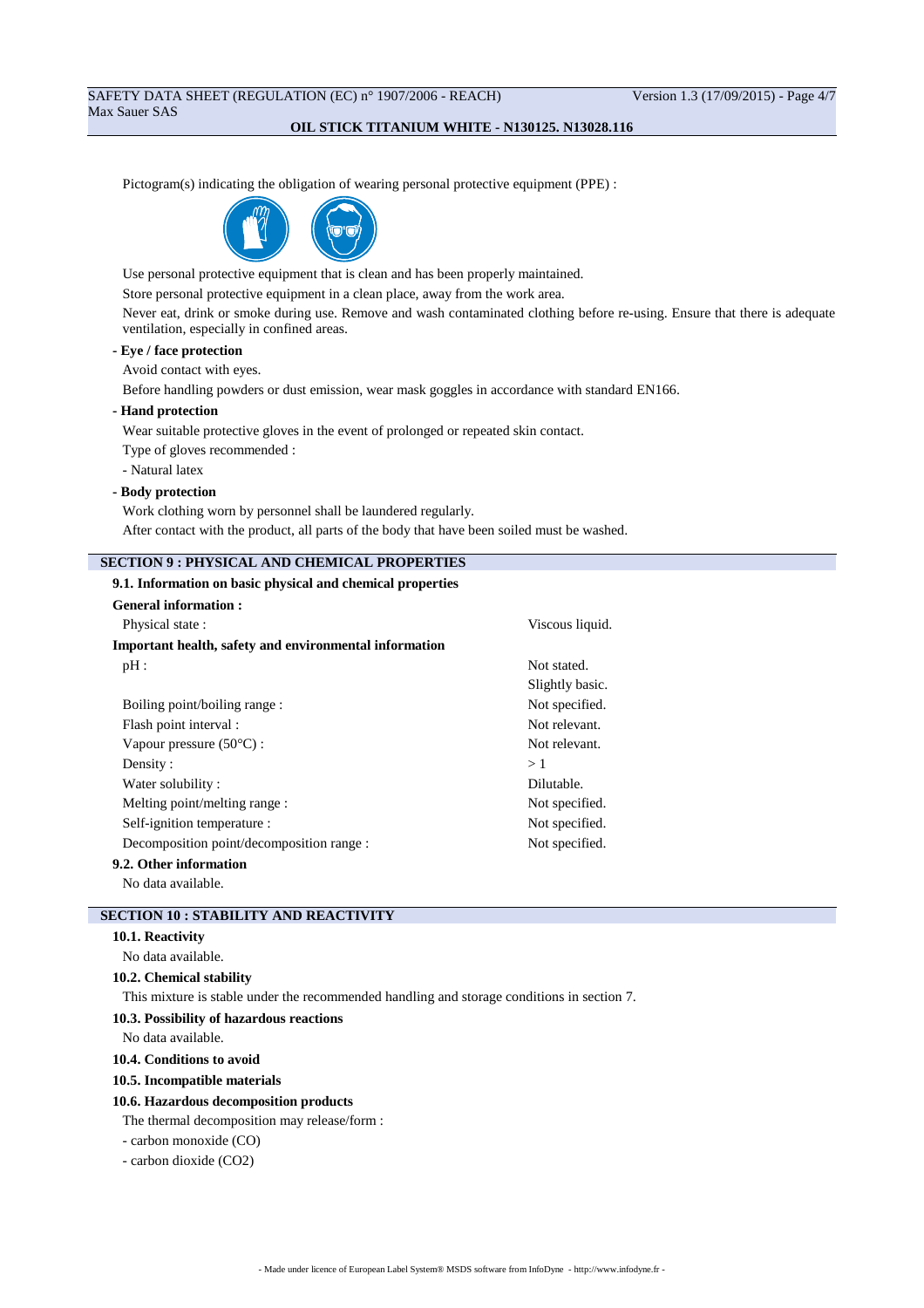Pictogram(s) indicating the obligation of wearing personal protective equipment (PPE) :

Use personal protective equipment that is clean and has been properly maintained.

Store personal protective equipment in a clean place, away from the work area.

Never eat, drink or smoke during use. Remove and wash contaminated clothing before re-using. Ensure that there is adequate ventilation, especially in confined areas.

**- Eye / face protection**

Avoid contact with eyes.

Before handling powders or dust emission, wear mask goggles in accordance with standard EN166.

**- Hand protection**

Wear suitable protective gloves in the event of prolonged or repeated skin contact.

Type of gloves recommended :

- Natural latex

**- Body protection**

Work clothing worn by personnel shall be laundered regularly.

After contact with the product, all parts of the body that have been soiled must be washed.

## SECTION 9 : PHYSICAL AND CHEMICAL PROPERTIES

### 9.1. Information on basic physical and chemical properties

**General information :**

| | |
|---|---|
| Physical state : | Viscous liquid. |

**Important health, safety and environmental information**

| | |
|---|---|
| pH : | Not stated. |
| | Slightly basic. |
| Boiling point/boiling range : | Not specified. |
| Flash point interval : | Not relevant. |
| Vapour pressure (50°C) : | Not relevant. |
| Density : | > 1 |
| Water solubility : | Dilutable. |
| Melting point/melting range : | Not specified. |
| Self-ignition temperature : | Not specified. |
| Decomposition point/decomposition range : | Not specified. |

### 9.2. Other information

No data available.

## SECTION 10 : STABILITY AND REACTIVITY

### 10.1. Reactivity

No data available.

### 10.2. Chemical stability

This mixture is stable under the recommended handling and storage conditions in section 7.

### 10.3. Possibility of hazardous reactions

No data available.

### 10.4. Conditions to avoid

### 10.5. Incompatible materials

### 10.6. Hazardous decomposition products

The thermal decomposition may release/form :

- carbon monoxide (CO)
- carbon dioxide ($CO_2$)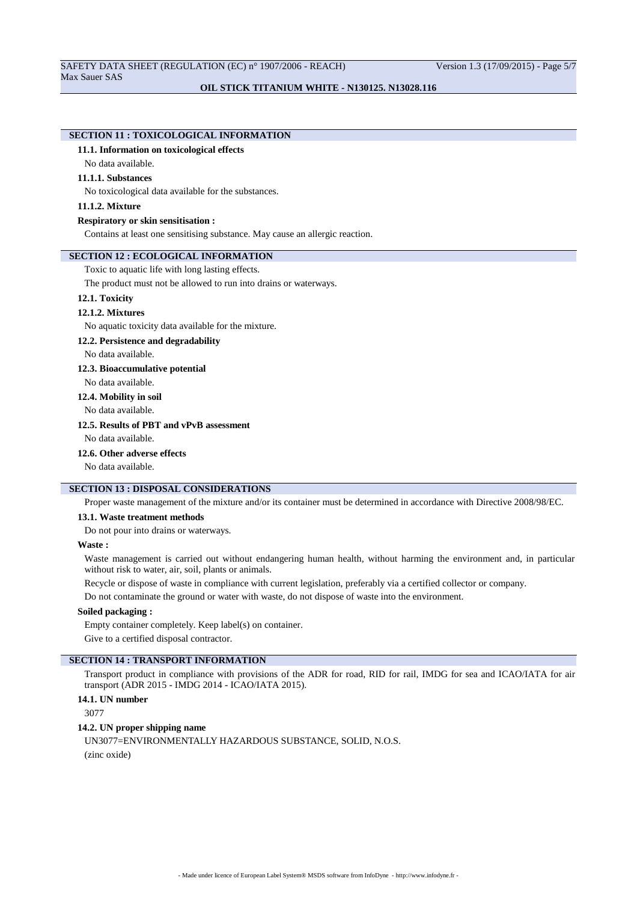## SECTION 11 : TOXICOLOGICAL INFORMATION

### 11.1. Information on toxicological effects

No data available.

#### 11.1.1. Substances

No toxicological data available for the substances.

#### 11.1.2. Mixture

**Respiratory or skin sensitisation :**

Contains at least one sensitising substance. May cause an allergic reaction.

## SECTION 12 : ECOLOGICAL INFORMATION

Toxic to aquatic life with long lasting effects.

The product must not be allowed to run into drains or waterways.

### 12.1. Toxicity

#### 12.1.2. Mixtures

No aquatic toxicity data available for the mixture.

### 12.2. Persistence and degradability

No data available.

### 12.3. Bioaccumulative potential

No data available.

### 12.4. Mobility in soil

No data available.

### 12.5. Results of PBT and vPvB assessment

No data available.

### 12.6. Other adverse effects

No data available.

## SECTION 13 : DISPOSAL CONSIDERATIONS

Proper waste management of the mixture and/or its container must be determined in accordance with Directive 2008/98/EC.

### 13.1. Waste treatment methods

Do not pour into drains or waterways.

**Waste :**

Waste management is carried out without endangering human health, without harming the environment and, in particular without risk to water, air, soil, plants or animals.

Recycle or dispose of waste in compliance with current legislation, preferably via a certified collector or company.

Do not contaminate the ground or water with waste, do not dispose of waste into the environment.

**Soiled packaging :**

Empty container completely. Keep label(s) on container.

Give to a certified disposal contractor.

## SECTION 14 : TRANSPORT INFORMATION

Transport product in compliance with provisions of the ADR for road, RID for rail, IMDG for sea and ICAO/IATA for air transport (ADR 2015 - IMDG 2014 - ICAO/IATA 2015).

### 14.1. UN number

3077

### 14.2. UN proper shipping name

UN3077=ENVIRONMENTALLY HAZARDOUS SUBSTANCE, SOLID, N.O.S.

(zinc oxide)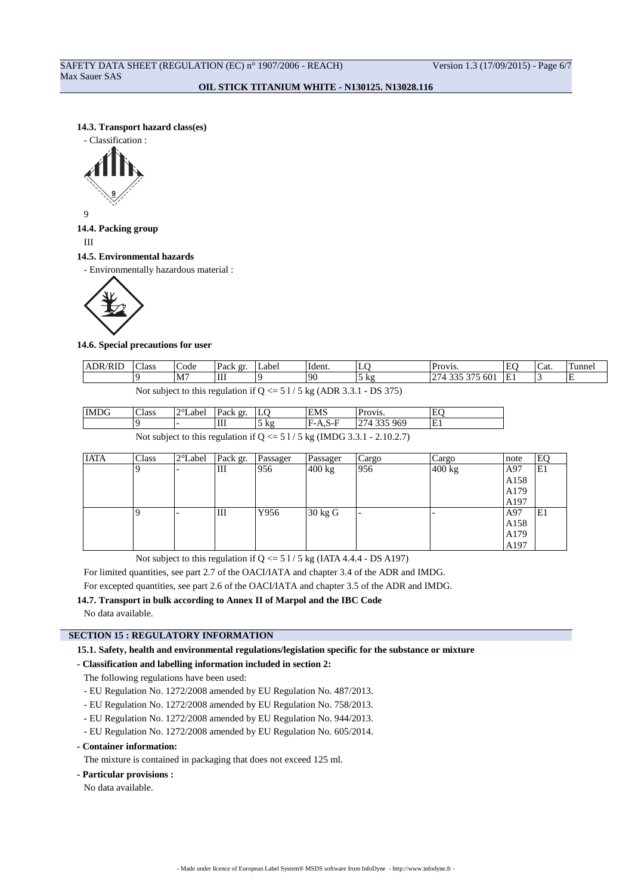**14.3. Transport hazard class(es)**

- Classification :

9

**14.4. Packing group**

III

**14.5. Environmental hazards**

- Environmentally hazardous material :

**14.6. Special precautions for user**

| ADR/RID | Class | Code | Pack gr. | Label | Ident. | LQ | Provis. | EQ | Cat. | Tunnel |
|---|---|---|---|---|---|---|---|---|---|---|
| | 9 | M7 | III | 9 | 90 | 5 kg | 274 335 375 601 | E1 | 3 | E |

Not subject to this regulation if Q <= 5 l / 5 kg (ADR 3.3.1 - DS 375)

| IMDG | Class | 2°Label | Pack gr. | LQ | EMS | Provis. | EQ |
|---|---|---|---|---|---|---|---|
| | 9 | - | III | 5 kg | F-A,S-F | 274 335 969 | E1 |

Not subject to this regulation if Q <= 5 l / 5 kg (IMDG 3.3.1 - 2.10.2.7)

| IATA | Class | 2°Label | Pack gr. | Passager | Passager | Cargo | Cargo | note | EQ |
|---|---|---|---|---|---|---|---|---|---|
| | 9 | - | III | 956 | 400 kg | 956 | 400 kg | A97 A158 A179 A197 | E1 |
| | 9 | - | III | Y956 | 30 kg G | - | - | A97 A158 A179 A197 | E1 |

Not subject to this regulation if Q <= 5 l / 5 kg (IATA 4.4.4 - DS A197)

For limited quantities, see part 2.7 of the OACI/IATA and chapter 3.4 of the ADR and IMDG.

For excepted quantities, see part 2.6 of the OACI/IATA and chapter 3.5 of the ADR and IMDG.

**14.7. Transport in bulk according to Annex II of Marpol and the IBC Code**

No data available.

## SECTION 15 : REGULATORY INFORMATION

**15.1. Safety, health and environmental regulations/legislation specific for the substance or mixture**

**- Classification and labelling information included in section 2:**

The following regulations have been used:

- EU Regulation No. 1272/2008 amended by EU Regulation No. 487/2013.
- EU Regulation No. 1272/2008 amended by EU Regulation No. 758/2013.
- EU Regulation No. 1272/2008 amended by EU Regulation No. 944/2013.
- EU Regulation No. 1272/2008 amended by EU Regulation No. 605/2014.

**- Container information:**

The mixture is contained in packaging that does not exceed 125 ml.

**- Particular provisions :**

No data available.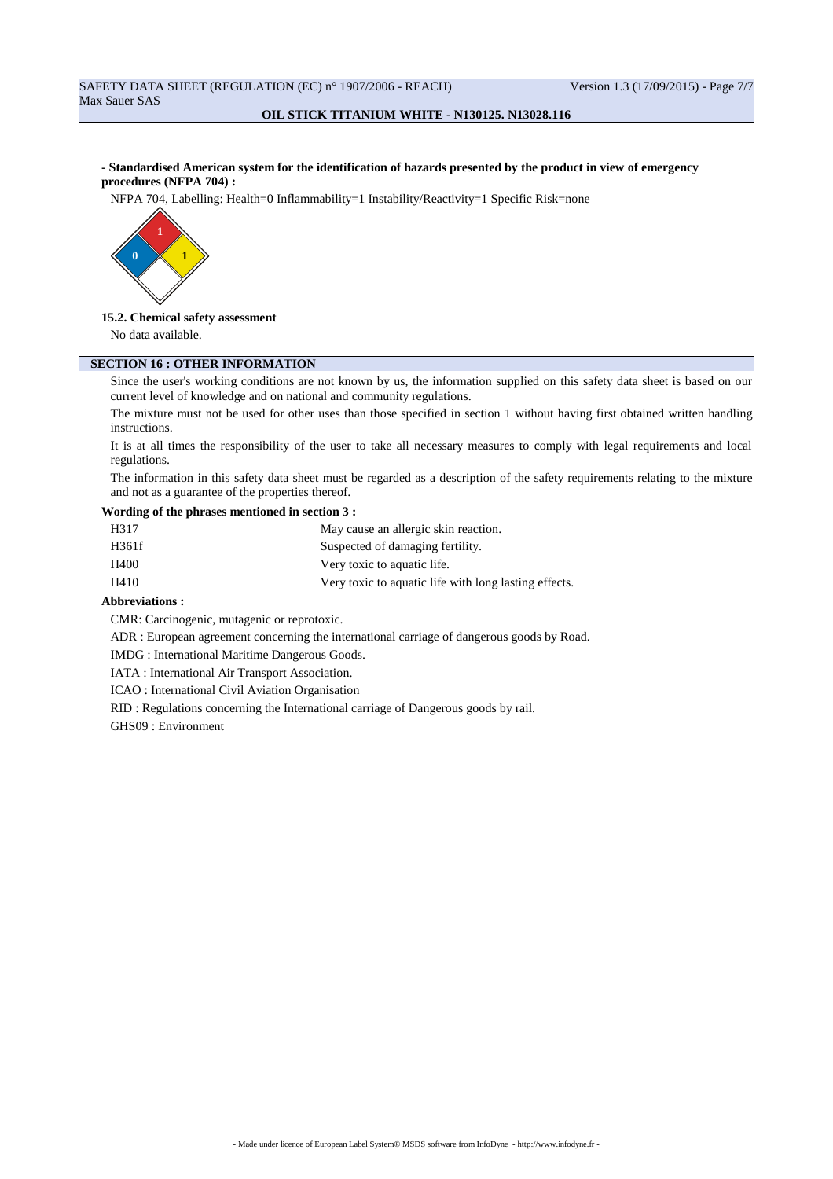**- Standardised American system for the identification of hazards presented by the product in view of emergency procedures (NFPA 704) :**

NFPA 704, Labelling: Health=0 Inflammability=1 Instability/Reactivity=1 Specific Risk=none

1

0 1

**15.2. Chemical safety assessment**

No data available.

## SECTION 16 : OTHER INFORMATION

Since the user's working conditions are not known by us, the information supplied on this safety data sheet is based on our current level of knowledge and on national and community regulations.

The mixture must not be used for other uses than those specified in section 1 without having first obtained written handling instructions.

It is at all times the responsibility of the user to take all necessary measures to comply with legal requirements and local regulations.

The information in this safety data sheet must be regarded as a description of the safety requirements relating to the mixture and not as a guarantee of the properties thereof.

**Wording of the phrases mentioned in section 3 :**

| | |
|---|---|
| H317 | May cause an allergic skin reaction. |
| H361f | Suspected of damaging fertility. |
| H400 | Very toxic to aquatic life. |
| H410 | Very toxic to aquatic life with long lasting effects. |

**Abbreviations :**

CMR: Carcinogenic, mutagenic or reprotoxic.

ADR : European agreement concerning the international carriage of dangerous goods by Road.

IMDG : International Maritime Dangerous Goods.

IATA : International Air Transport Association.

ICAO : International Civil Aviation Organisation

RID : Regulations concerning the International carriage of Dangerous goods by rail.

GHS09 : Environment